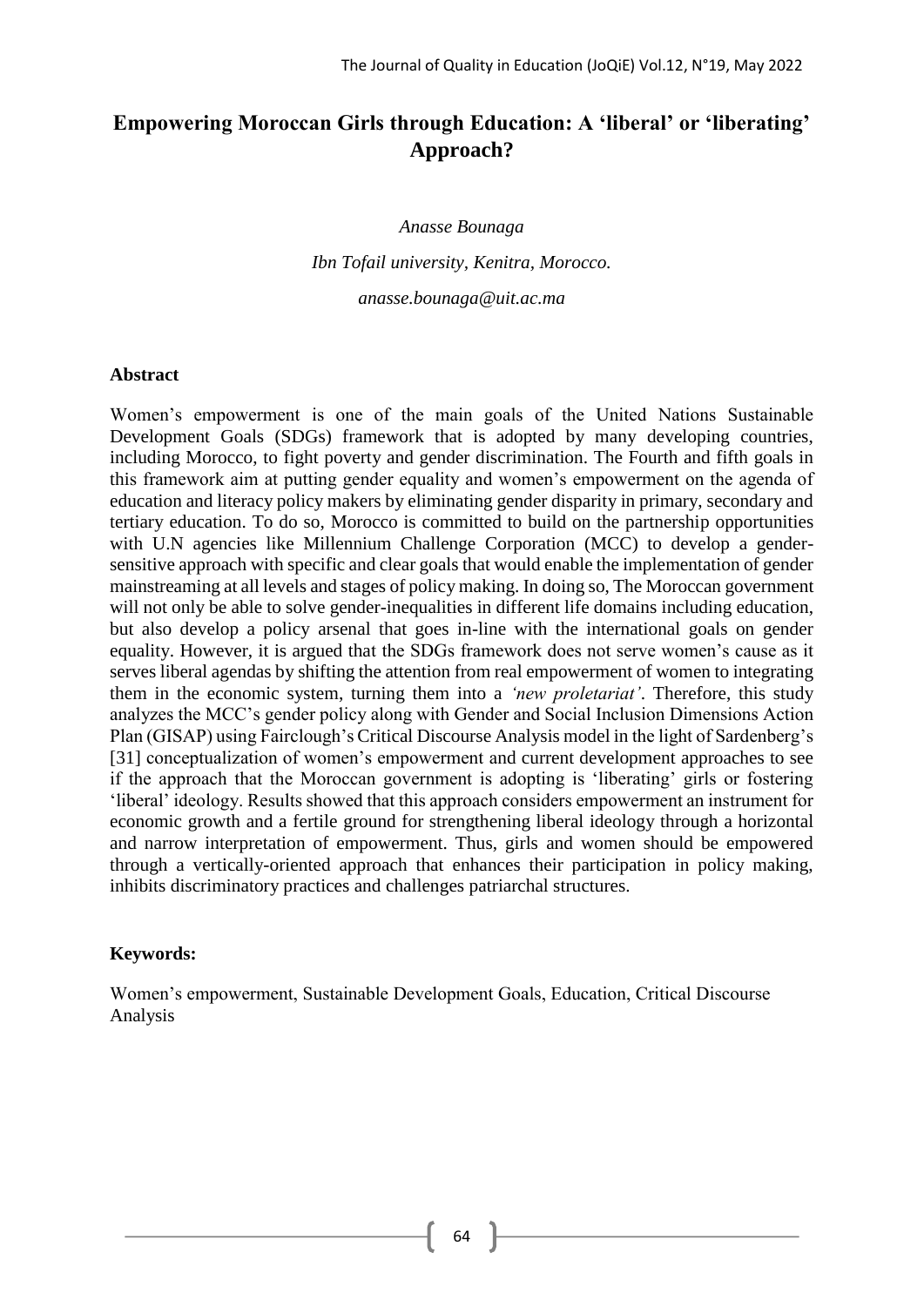# Empowering Moroccan Girls through Education: A 'liberal' or 'liberating' Approach?

*Anasse Bounaga*

*Ibn Tofail university, Kenitra, Morocco.*

*anasse.bounaga@uit.ac.ma*

## Abstract

Women's empowerment is one of the main goals of the United Nations Sustainable Development Goals (SDGs) framework that is adopted by many developing countries, including Morocco, to fight poverty and gender discrimination. The Fourth and fifth goals in this framework aim at putting gender equality and women's empowerment on the agenda of education and literacy policy makers by eliminating gender disparity in primary, secondary and tertiary education. To do so, Morocco is committed to build on the partnership opportunities with U.N agencies like Millennium Challenge Corporation (MCC) to develop a gender-sensitive approach with specific and clear goals that would enable the implementation of gender mainstreaming at all levels and stages of policy making. In doing so, The Moroccan government will not only be able to solve gender-inequalities in different life domains including education, but also develop a policy arsenal that goes in-line with the international goals on gender equality. However, it is argued that the SDGs framework does not serve women's cause as it serves liberal agendas by shifting the attention from real empowerment of women to integrating them in the economic system, turning them into a *'new proletariat'*. Therefore, this study analyzes the MCC's gender policy along with Gender and Social Inclusion Dimensions Action Plan (GISAP) using Fairclough's Critical Discourse Analysis model in the light of Sardenberg's [31] conceptualization of women's empowerment and current development approaches to see if the approach that the Moroccan government is adopting is 'liberating' girls or fostering 'liberal' ideology. Results showed that this approach considers empowerment an instrument for economic growth and a fertile ground for strengthening liberal ideology through a horizontal and narrow interpretation of empowerment. Thus, girls and women should be empowered through a vertically-oriented approach that enhances their participation in policy making, inhibits discriminatory practices and challenges patriarchal structures.

**Keywords:**

Women's empowerment, Sustainable Development Goals, Education, Critical Discourse Analysis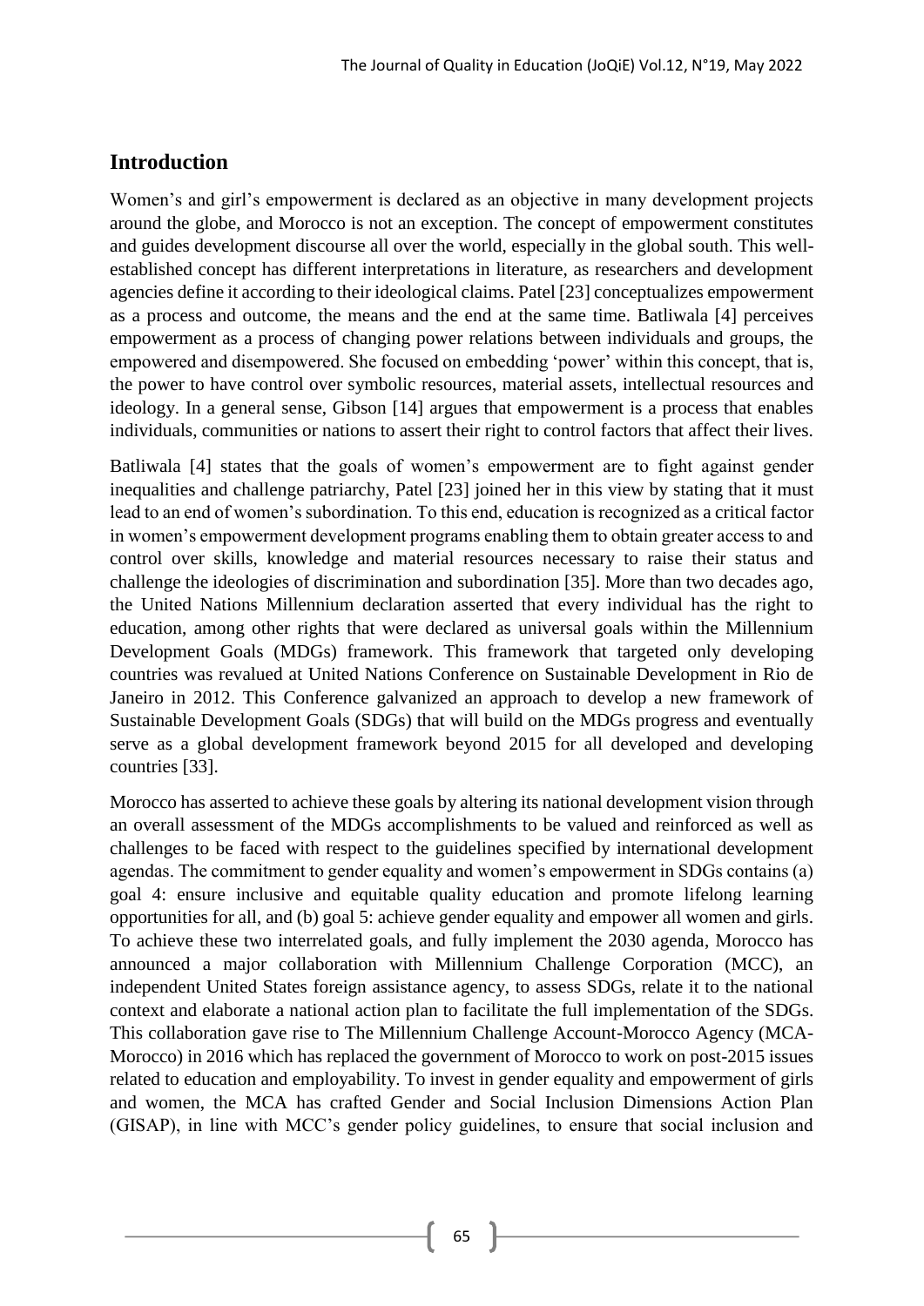## Introduction

Women's and girl's empowerment is declared as an objective in many development projects around the globe, and Morocco is not an exception. The concept of empowerment constitutes and guides development discourse all over the world, especially in the global south. This well-established concept has different interpretations in literature, as researchers and development agencies define it according to their ideological claims. Patel [23] conceptualizes empowerment as a process and outcome, the means and the end at the same time. Batliwala [4] perceives empowerment as a process of changing power relations between individuals and groups, the empowered and disempowered. She focused on embedding 'power' within this concept, that is, the power to have control over symbolic resources, material assets, intellectual resources and ideology. In a general sense, Gibson [14] argues that empowerment is a process that enables individuals, communities or nations to assert their right to control factors that affect their lives.

Batliwala [4] states that the goals of women's empowerment are to fight against gender inequalities and challenge patriarchy, Patel [23] joined her in this view by stating that it must lead to an end of women's subordination. To this end, education is recognized as a critical factor in women's empowerment development programs enabling them to obtain greater access to and control over skills, knowledge and material resources necessary to raise their status and challenge the ideologies of discrimination and subordination [35]. More than two decades ago, the United Nations Millennium declaration asserted that every individual has the right to education, among other rights that were declared as universal goals within the Millennium Development Goals (MDGs) framework. This framework that targeted only developing countries was revalued at United Nations Conference on Sustainable Development in Rio de Janeiro in 2012. This Conference galvanized an approach to develop a new framework of Sustainable Development Goals (SDGs) that will build on the MDGs progress and eventually serve as a global development framework beyond 2015 for all developed and developing countries [33].

Morocco has asserted to achieve these goals by altering its national development vision through an overall assessment of the MDGs accomplishments to be valued and reinforced as well as challenges to be faced with respect to the guidelines specified by international development agendas. The commitment to gender equality and women's empowerment in SDGs contains (a) goal 4: ensure inclusive and equitable quality education and promote lifelong learning opportunities for all, and (b) goal 5: achieve gender equality and empower all women and girls. To achieve these two interrelated goals, and fully implement the 2030 agenda, Morocco has announced a major collaboration with Millennium Challenge Corporation (MCC), an independent United States foreign assistance agency, to assess SDGs, relate it to the national context and elaborate a national action plan to facilitate the full implementation of the SDGs. This collaboration gave rise to The Millennium Challenge Account-Morocco Agency (MCA-Morocco) in 2016 which has replaced the government of Morocco to work on post-2015 issues related to education and employability. To invest in gender equality and empowerment of girls and women, the MCA has crafted Gender and Social Inclusion Dimensions Action Plan (GISAP), in line with MCC's gender policy guidelines, to ensure that social inclusion and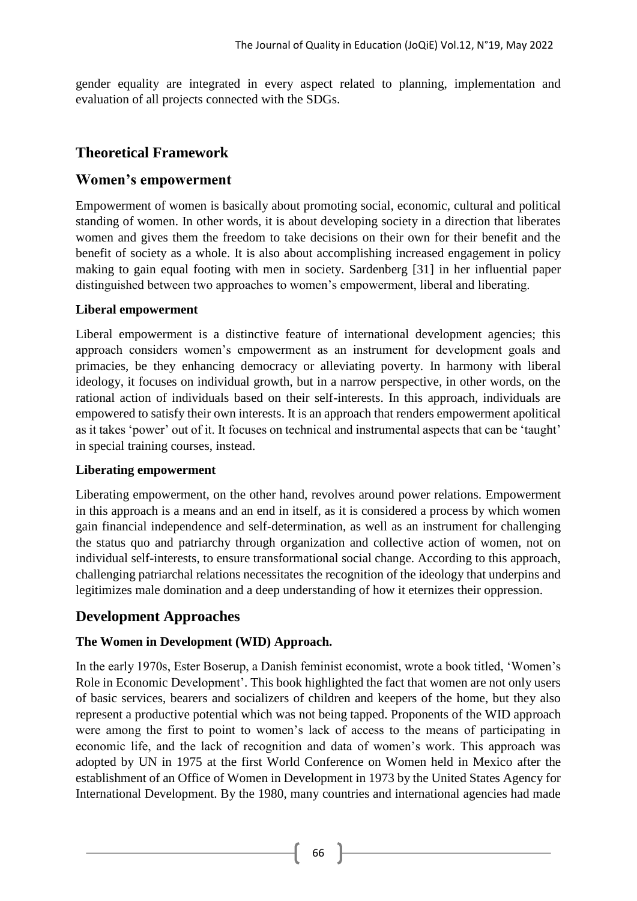gender equality are integrated in every aspect related to planning, implementation and evaluation of all projects connected with the SDGs.

## Theoretical Framework

## Women's empowerment

Empowerment of women is basically about promoting social, economic, cultural and political standing of women. In other words, it is about developing society in a direction that liberates women and gives them the freedom to take decisions on their own for their benefit and the benefit of society as a whole. It is also about accomplishing increased engagement in policy making to gain equal footing with men in society. Sardenberg [31] in her influential paper distinguished between two approaches to women's empowerment, liberal and liberating.

### Liberal empowerment

Liberal empowerment is a distinctive feature of international development agencies; this approach considers women's empowerment as an instrument for development goals and primacies, be they enhancing democracy or alleviating poverty. In harmony with liberal ideology, it focuses on individual growth, but in a narrow perspective, in other words, on the rational action of individuals based on their self-interests. In this approach, individuals are empowered to satisfy their own interests. It is an approach that renders empowerment apolitical as it takes 'power' out of it. It focuses on technical and instrumental aspects that can be 'taught' in special training courses, instead.

### Liberating empowerment

Liberating empowerment, on the other hand, revolves around power relations. Empowerment in this approach is a means and an end in itself, as it is considered a process by which women gain financial independence and self-determination, as well as an instrument for challenging the status quo and patriarchy through organization and collective action of women, not on individual self-interests, to ensure transformational social change. According to this approach, challenging patriarchal relations necessitates the recognition of the ideology that underpins and legitimizes male domination and a deep understanding of how it eternizes their oppression.

## Development Approaches

### The Women in Development (WID) Approach.

In the early 1970s, Ester Boserup, a Danish feminist economist, wrote a book titled, 'Women's Role in Economic Development'. This book highlighted the fact that women are not only users of basic services, bearers and socializers of children and keepers of the home, but they also represent a productive potential which was not being tapped. Proponents of the WID approach were among the first to point to women's lack of access to the means of participating in economic life, and the lack of recognition and data of women's work. This approach was adopted by UN in 1975 at the first World Conference on Women held in Mexico after the establishment of an Office of Women in Development in 1973 by the United States Agency for International Development. By the 1980, many countries and international agencies had made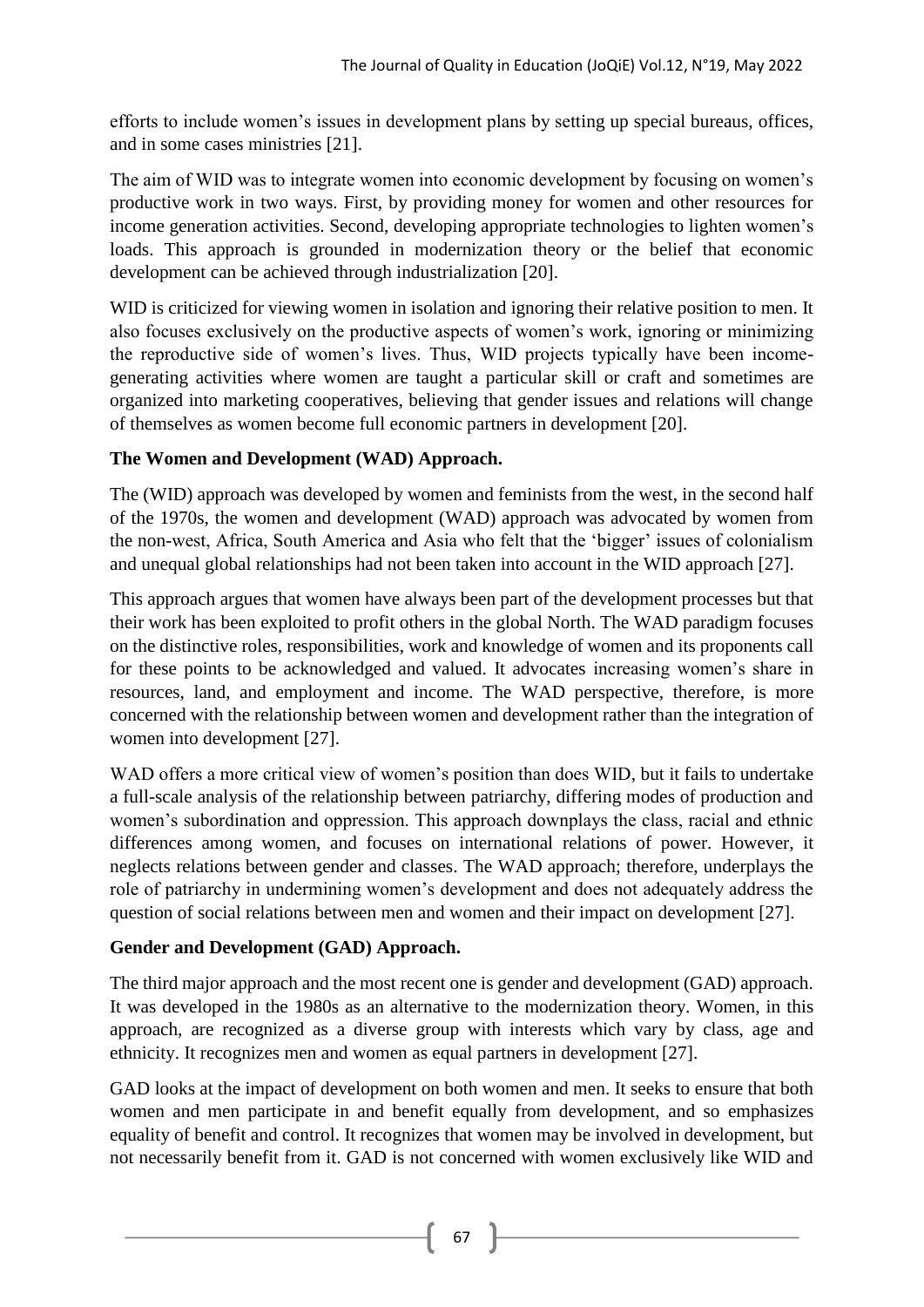efforts to include women's issues in development plans by setting up special bureaus, offices, and in some cases ministries [21].

The aim of WID was to integrate women into economic development by focusing on women's productive work in two ways. First, by providing money for women and other resources for income generation activities. Second, developing appropriate technologies to lighten women's loads. This approach is grounded in modernization theory or the belief that economic development can be achieved through industrialization [20].

WID is criticized for viewing women in isolation and ignoring their relative position to men. It also focuses exclusively on the productive aspects of women's work, ignoring or minimizing the reproductive side of women's lives. Thus, WID projects typically have been income-generating activities where women are taught a particular skill or craft and sometimes are organized into marketing cooperatives, believing that gender issues and relations will change of themselves as women become full economic partners in development [20].

**The Women and Development (WAD) Approach.**

The (WID) approach was developed by women and feminists from the west, in the second half of the 1970s, the women and development (WAD) approach was advocated by women from the non-west, Africa, South America and Asia who felt that the 'bigger' issues of colonialism and unequal global relationships had not been taken into account in the WID approach [27].

This approach argues that women have always been part of the development processes but that their work has been exploited to profit others in the global North. The WAD paradigm focuses on the distinctive roles, responsibilities, work and knowledge of women and its proponents call for these points to be acknowledged and valued. It advocates increasing women's share in resources, land, and employment and income. The WAD perspective, therefore, is more concerned with the relationship between women and development rather than the integration of women into development [27].

WAD offers a more critical view of women's position than does WID, but it fails to undertake a full-scale analysis of the relationship between patriarchy, differing modes of production and women's subordination and oppression. This approach downplays the class, racial and ethnic differences among women, and focuses on international relations of power. However, it neglects relations between gender and classes. The WAD approach; therefore, underplays the role of patriarchy in undermining women's development and does not adequately address the question of social relations between men and women and their impact on development [27].

**Gender and Development (GAD) Approach.**

The third major approach and the most recent one is gender and development (GAD) approach. It was developed in the 1980s as an alternative to the modernization theory. Women, in this approach, are recognized as a diverse group with interests which vary by class, age and ethnicity. It recognizes men and women as equal partners in development [27].

GAD looks at the impact of development on both women and men. It seeks to ensure that both women and men participate in and benefit equally from development, and so emphasizes equality of benefit and control. It recognizes that women may be involved in development, but not necessarily benefit from it. GAD is not concerned with women exclusively like WID and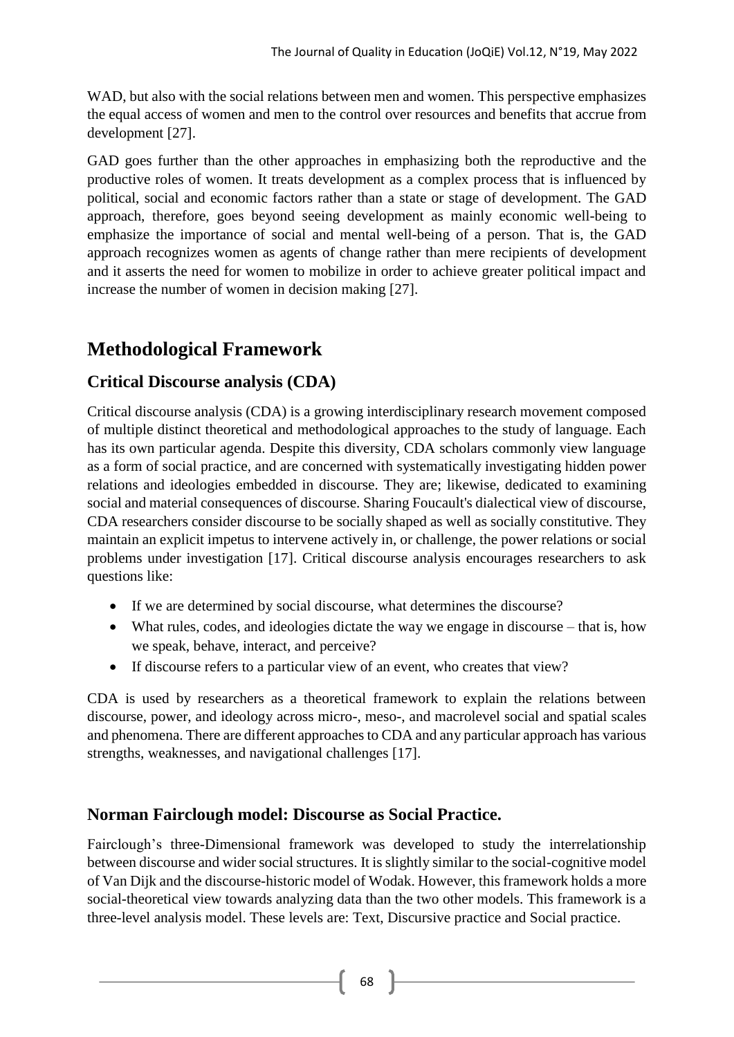WAD, but also with the social relations between men and women. This perspective emphasizes the equal access of women and men to the control over resources and benefits that accrue from development [27].

GAD goes further than the other approaches in emphasizing both the reproductive and the productive roles of women. It treats development as a complex process that is influenced by political, social and economic factors rather than a state or stage of development. The GAD approach, therefore, goes beyond seeing development as mainly economic well-being to emphasize the importance of social and mental well-being of a person. That is, the GAD approach recognizes women as agents of change rather than mere recipients of development and it asserts the need for women to mobilize in order to achieve greater political impact and increase the number of women in decision making [27].

# Methodological Framework

## Critical Discourse analysis (CDA)

Critical discourse analysis (CDA) is a growing interdisciplinary research movement composed of multiple distinct theoretical and methodological approaches to the study of language. Each has its own particular agenda. Despite this diversity, CDA scholars commonly view language as a form of social practice, and are concerned with systematically investigating hidden power relations and ideologies embedded in discourse. They are; likewise, dedicated to examining social and material consequences of discourse. Sharing Foucault's dialectical view of discourse, CDA researchers consider discourse to be socially shaped as well as socially constitutive. They maintain an explicit impetus to intervene actively in, or challenge, the power relations or social problems under investigation [17]. Critical discourse analysis encourages researchers to ask questions like:

- If we are determined by social discourse, what determines the discourse?
- What rules, codes, and ideologies dictate the way we engage in discourse – that is, how we speak, behave, interact, and perceive?
- If discourse refers to a particular view of an event, who creates that view?

CDA is used by researchers as a theoretical framework to explain the relations between discourse, power, and ideology across micro-, meso-, and macrolevel social and spatial scales and phenomena. There are different approaches to CDA and any particular approach has various strengths, weaknesses, and navigational challenges [17].

## Norman Fairclough model: Discourse as Social Practice.

Fairclough's three-Dimensional framework was developed to study the interrelationship between discourse and wider social structures. It is slightly similar to the social-cognitive model of Van Dijk and the discourse-historic model of Wodak. However, this framework holds a more social-theoretical view towards analyzing data than the two other models. This framework is a three-level analysis model. These levels are: Text, Discursive practice and Social practice.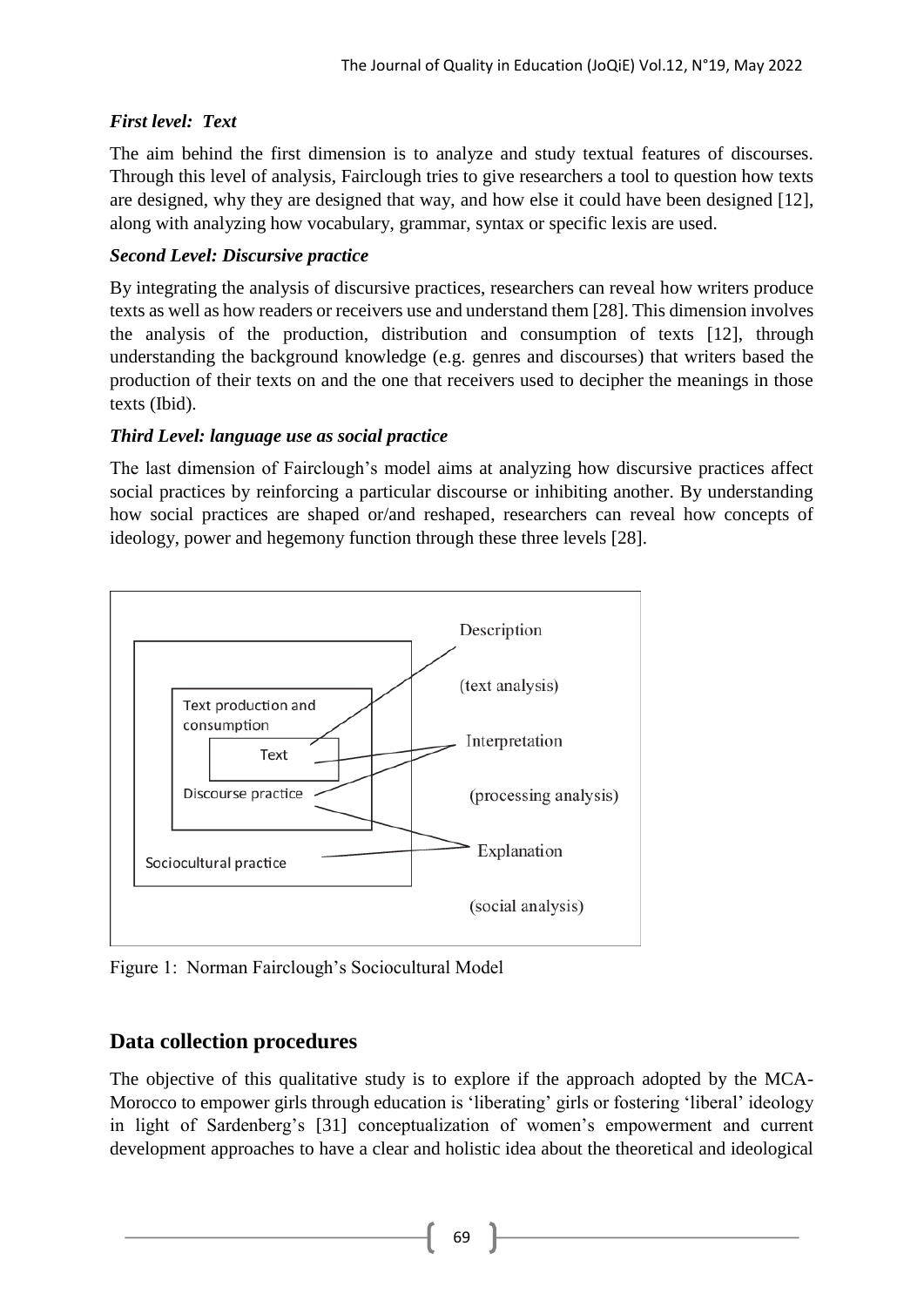### *First level: Text*

The aim behind the first dimension is to analyze and study textual features of discourses. Through this level of analysis, Fairclough tries to give researchers a tool to question how texts are designed, why they are designed that way, and how else it could have been designed [12], along with analyzing how vocabulary, grammar, syntax or specific lexis are used.

### *Second Level: Discursive practice*

By integrating the analysis of discursive practices, researchers can reveal how writers produce texts as well as how readers or receivers use and understand them [28]. This dimension involves the analysis of the production, distribution and consumption of texts [12], through understanding the background knowledge (e.g. genres and discourses) that writers based the production of their texts on and the one that receivers used to decipher the meanings in those texts (Ibid).

### *Third Level: language use as social practice*

The last dimension of Fairclough's model aims at analyzing how discursive practices affect social practices by reinforcing a particular discourse or inhibiting another. By understanding how social practices are shaped or/and reshaped, researchers can reveal how concepts of ideology, power and hegemony function through these three levels [28].

Text production and consumption

Text

Discourse practice

Sociocultural practice

Description

(text analysis)

Interpretation

(processing analysis)

Explanation

(social analysis)

Figure 1: Norman Fairclough's Sociocultural Model

## Data collection procedures

The objective of this qualitative study is to explore if the approach adopted by the MCA-Morocco to empower girls through education is 'liberating' girls or fostering 'liberal' ideology in light of Sardenberg's [31] conceptualization of women's empowerment and current development approaches to have a clear and holistic idea about the theoretical and ideological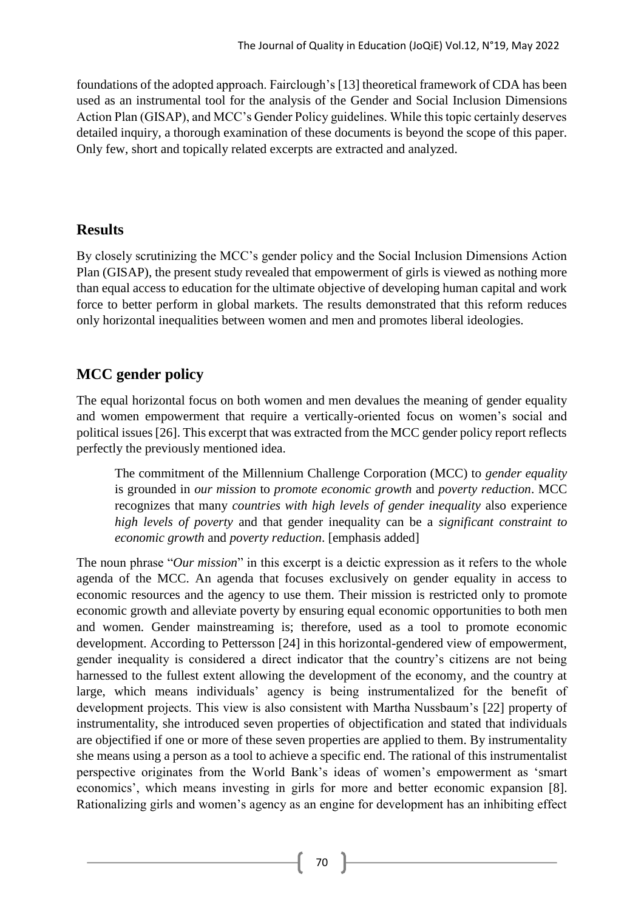foundations of the adopted approach. Fairclough's [13] theoretical framework of CDA has been used as an instrumental tool for the analysis of the Gender and Social Inclusion Dimensions Action Plan (GISAP), and MCC's Gender Policy guidelines. While this topic certainly deserves detailed inquiry, a thorough examination of these documents is beyond the scope of this paper. Only few, short and topically related excerpts are extracted and analyzed.

## Results

By closely scrutinizing the MCC's gender policy and the Social Inclusion Dimensions Action Plan (GISAP), the present study revealed that empowerment of girls is viewed as nothing more than equal access to education for the ultimate objective of developing human capital and work force to better perform in global markets. The results demonstrated that this reform reduces only horizontal inequalities between women and men and promotes liberal ideologies.

## MCC gender policy

The equal horizontal focus on both women and men devalues the meaning of gender equality and women empowerment that require a vertically-oriented focus on women's social and political issues [26]. This excerpt that was extracted from the MCC gender policy report reflects perfectly the previously mentioned idea.

> The commitment of the Millennium Challenge Corporation (MCC) to *gender equality* is grounded in *our mission* to *promote economic growth* and *poverty reduction*. MCC recognizes that many *countries with high levels of gender inequality* also experience *high levels of poverty* and that gender inequality can be a *significant constraint to economic growth* and *poverty reduction*. [emphasis added]

The noun phrase "*Our mission*" in this excerpt is a deictic expression as it refers to the whole agenda of the MCC. An agenda that focuses exclusively on gender equality in access to economic resources and the agency to use them. Their mission is restricted only to promote economic growth and alleviate poverty by ensuring equal economic opportunities to both men and women. Gender mainstreaming is; therefore, used as a tool to promote economic development. According to Pettersson [24] in this horizontal-gendered view of empowerment, gender inequality is considered a direct indicator that the country's citizens are not being harnessed to the fullest extent allowing the development of the economy, and the country at large, which means individuals' agency is being instrumentalized for the benefit of development projects. This view is also consistent with Martha Nussbaum's [22] property of instrumentality, she introduced seven properties of objectification and stated that individuals are objectified if one or more of these seven properties are applied to them. By instrumentality she means using a person as a tool to achieve a specific end. The rational of this instrumentalist perspective originates from the World Bank's ideas of women's empowerment as 'smart economics', which means investing in girls for more and better economic expansion [8]. Rationalizing girls and women's agency as an engine for development has an inhibiting effect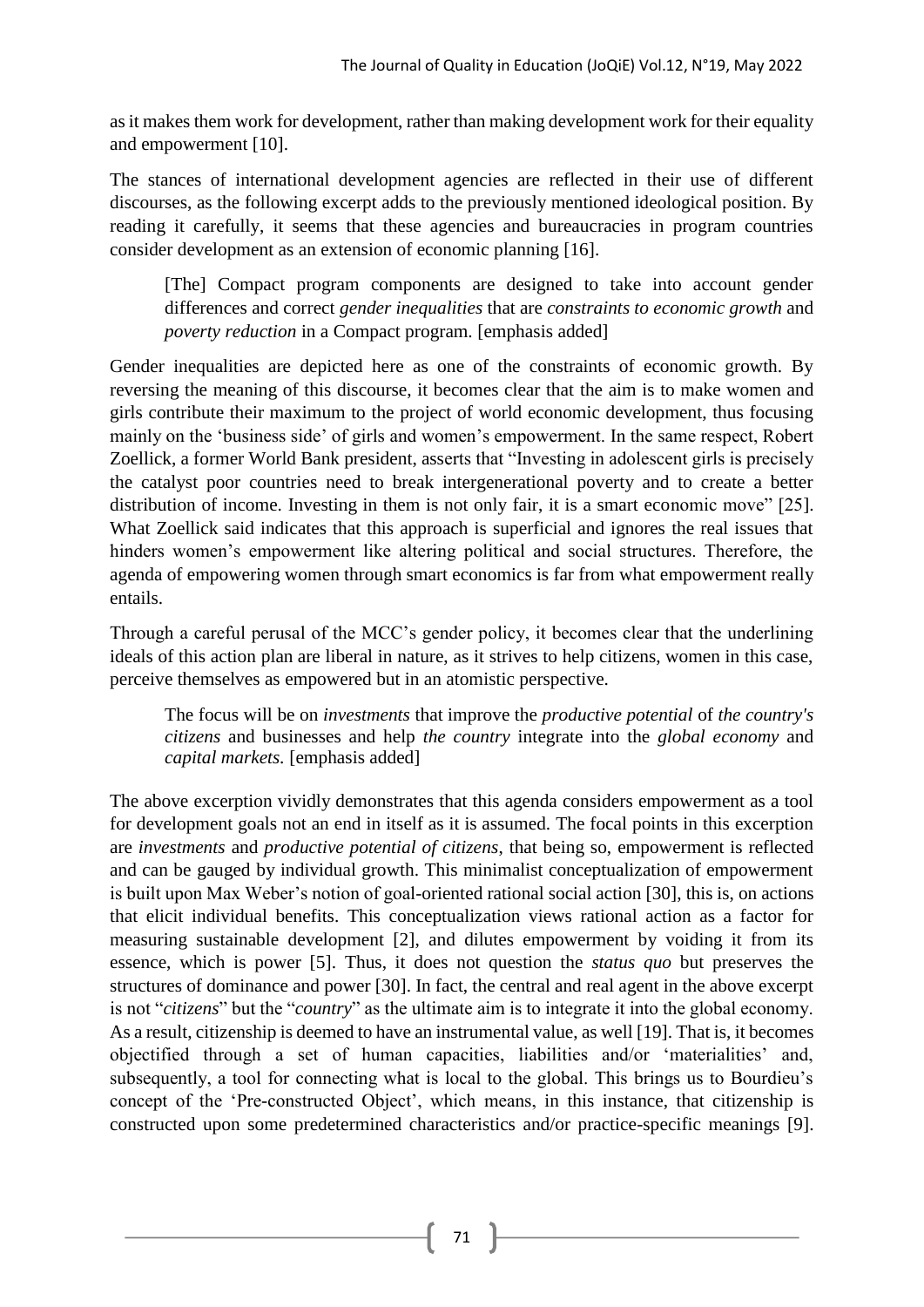as it makes them work for development, rather than making development work for their equality and empowerment [10].

The stances of international development agencies are reflected in their use of different discourses, as the following excerpt adds to the previously mentioned ideological position. By reading it carefully, it seems that these agencies and bureaucracies in program countries consider development as an extension of economic planning [16].

> [The] Compact program components are designed to take into account gender differences and correct *gender inequalities* that are *constraints to economic growth* and *poverty reduction* in a Compact program. [emphasis added]

Gender inequalities are depicted here as one of the constraints of economic growth. By reversing the meaning of this discourse, it becomes clear that the aim is to make women and girls contribute their maximum to the project of world economic development, thus focusing mainly on the 'business side' of girls and women's empowerment. In the same respect, Robert Zoellick, a former World Bank president, asserts that "Investing in adolescent girls is precisely the catalyst poor countries need to break intergenerational poverty and to create a better distribution of income. Investing in them is not only fair, it is a smart economic move" [25]. What Zoellick said indicates that this approach is superficial and ignores the real issues that hinders women's empowerment like altering political and social structures. Therefore, the agenda of empowering women through smart economics is far from what empowerment really entails.

Through a careful perusal of the MCC's gender policy, it becomes clear that the underlining ideals of this action plan are liberal in nature, as it strives to help citizens, women in this case, perceive themselves as empowered but in an atomistic perspective.

> The focus will be on *investments* that improve the *productive potential* of *the country's citizens* and businesses and help *the country* integrate into the *global economy* and *capital markets*. [emphasis added]

The above excerption vividly demonstrates that this agenda considers empowerment as a tool for development goals not an end in itself as it is assumed. The focal points in this excerption are *investments* and *productive potential of citizens*, that being so, empowerment is reflected and can be gauged by individual growth. This minimalist conceptualization of empowerment is built upon Max Weber's notion of goal-oriented rational social action [30], this is, on actions that elicit individual benefits. This conceptualization views rational action as a factor for measuring sustainable development [2], and dilutes empowerment by voiding it from its essence, which is power [5]. Thus, it does not question the *status quo* but preserves the structures of dominance and power [30]. In fact, the central and real agent in the above excerpt is not "*citizens*" but the "*country*" as the ultimate aim is to integrate it into the global economy. As a result, citizenship is deemed to have an instrumental value, as well [19]. That is, it becomes objectified through a set of human capacities, liabilities and/or 'materialities' and, subsequently, a tool for connecting what is local to the global. This brings us to Bourdieu's concept of the 'Pre-constructed Object', which means, in this instance, that citizenship is constructed upon some predetermined characteristics and/or practice-specific meanings [9].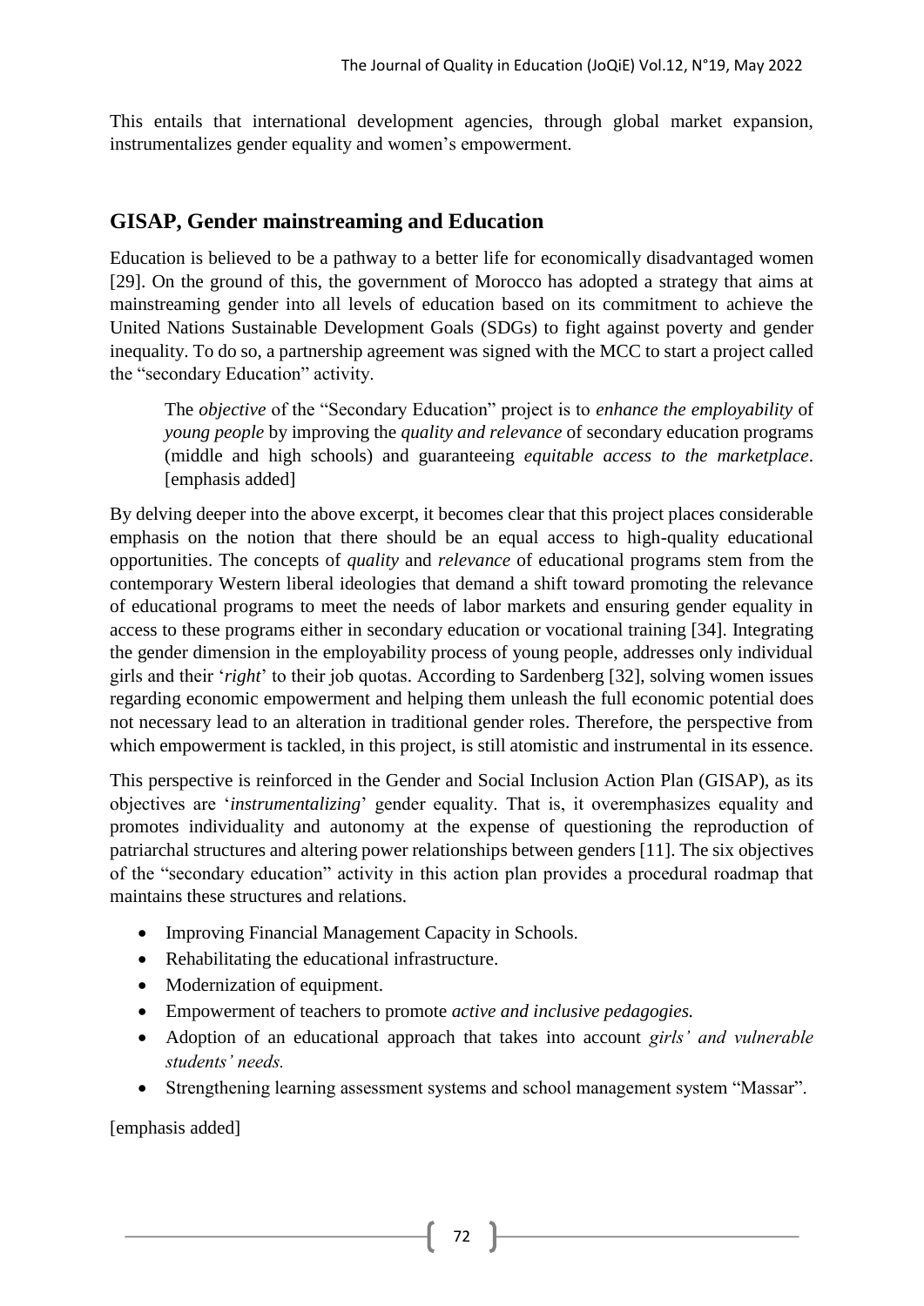This entails that international development agencies, through global market expansion, instrumentalizes gender equality and women's empowerment.

## GISAP, Gender mainstreaming and Education

Education is believed to be a pathway to a better life for economically disadvantaged women [29]. On the ground of this, the government of Morocco has adopted a strategy that aims at mainstreaming gender into all levels of education based on its commitment to achieve the United Nations Sustainable Development Goals (SDGs) to fight against poverty and gender inequality. To do so, a partnership agreement was signed with the MCC to start a project called the "secondary Education" activity.

> The *objective* of the "Secondary Education" project is to *enhance the employability* of *young people* by improving the *quality and relevance* of secondary education programs (middle and high schools) and guaranteeing *equitable access to the marketplace*. [emphasis added]

By delving deeper into the above excerpt, it becomes clear that this project places considerable emphasis on the notion that there should be an equal access to high-quality educational opportunities. The concepts of *quality* and *relevance* of educational programs stem from the contemporary Western liberal ideologies that demand a shift toward promoting the relevance of educational programs to meet the needs of labor markets and ensuring gender equality in access to these programs either in secondary education or vocational training [34]. Integrating the gender dimension in the employability process of young people, addresses only individual girls and their '*right*' to their job quotas. According to Sardenberg [32], solving women issues regarding economic empowerment and helping them unleash the full economic potential does not necessary lead to an alteration in traditional gender roles. Therefore, the perspective from which empowerment is tackled, in this project, is still atomistic and instrumental in its essence.

This perspective is reinforced in the Gender and Social Inclusion Action Plan (GISAP), as its objectives are '*instrumentalizing*' gender equality. That is, it overemphasizes equality and promotes individuality and autonomy at the expense of questioning the reproduction of patriarchal structures and altering power relationships between genders [11]. The six objectives of the "secondary education" activity in this action plan provides a procedural roadmap that maintains these structures and relations.

- Improving Financial Management Capacity in Schools.
- Rehabilitating the educational infrastructure.
- Modernization of equipment.
- Empowerment of teachers to promote *active and inclusive pedagogies.*
- Adoption of an educational approach that takes into account *girls' and vulnerable students' needs.*
- Strengthening learning assessment systems and school management system "Massar".

[emphasis added]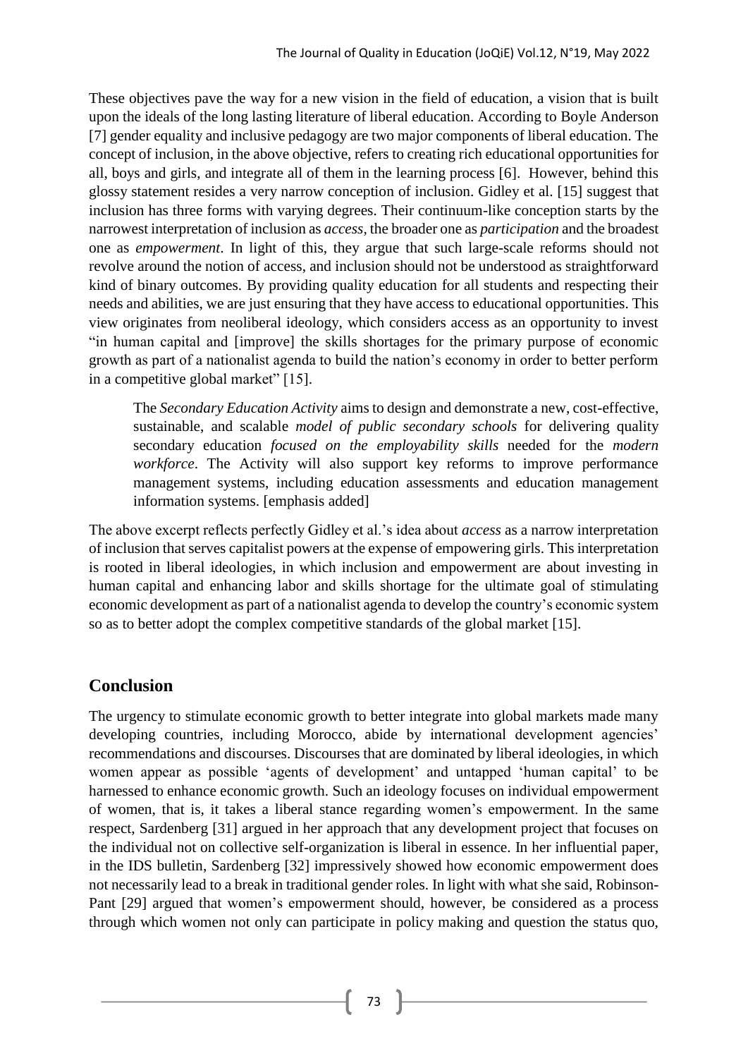These objectives pave the way for a new vision in the field of education, a vision that is built upon the ideals of the long lasting literature of liberal education. According to Boyle Anderson [7] gender equality and inclusive pedagogy are two major components of liberal education. The concept of inclusion, in the above objective, refers to creating rich educational opportunities for all, boys and girls, and integrate all of them in the learning process [6]. However, behind this glossy statement resides a very narrow conception of inclusion. Gidley et al. [15] suggest that inclusion has three forms with varying degrees. Their continuum-like conception starts by the narrowest interpretation of inclusion as *access*, the broader one as *participation* and the broadest one as *empowerment*. In light of this, they argue that such large-scale reforms should not revolve around the notion of access, and inclusion should not be understood as straightforward kind of binary outcomes. By providing quality education for all students and respecting their needs and abilities, we are just ensuring that they have access to educational opportunities. This view originates from neoliberal ideology, which considers access as an opportunity to invest "in human capital and [improve] the skills shortages for the primary purpose of economic growth as part of a nationalist agenda to build the nation's economy in order to better perform in a competitive global market" [15].

> The *Secondary Education Activity* aims to design and demonstrate a new, cost-effective, sustainable, and scalable *model of public secondary schools* for delivering quality secondary education *focused on the employability skills* needed for the *modern workforce*. The Activity will also support key reforms to improve performance management systems, including education assessments and education management information systems. [emphasis added]

The above excerpt reflects perfectly Gidley et al.'s idea about *access* as a narrow interpretation of inclusion that serves capitalist powers at the expense of empowering girls. This interpretation is rooted in liberal ideologies, in which inclusion and empowerment are about investing in human capital and enhancing labor and skills shortage for the ultimate goal of stimulating economic development as part of a nationalist agenda to develop the country's economic system so as to better adopt the complex competitive standards of the global market [15].

## Conclusion

The urgency to stimulate economic growth to better integrate into global markets made many developing countries, including Morocco, abide by international development agencies' recommendations and discourses. Discourses that are dominated by liberal ideologies, in which women appear as possible 'agents of development' and untapped 'human capital' to be harnessed to enhance economic growth. Such an ideology focuses on individual empowerment of women, that is, it takes a liberal stance regarding women's empowerment. In the same respect, Sardenberg [31] argued in her approach that any development project that focuses on the individual not on collective self-organization is liberal in essence. In her influential paper, in the IDS bulletin, Sardenberg [32] impressively showed how economic empowerment does not necessarily lead to a break in traditional gender roles. In light with what she said, Robinson-Pant [29] argued that women's empowerment should, however, be considered as a process through which women not only can participate in policy making and question the status quo,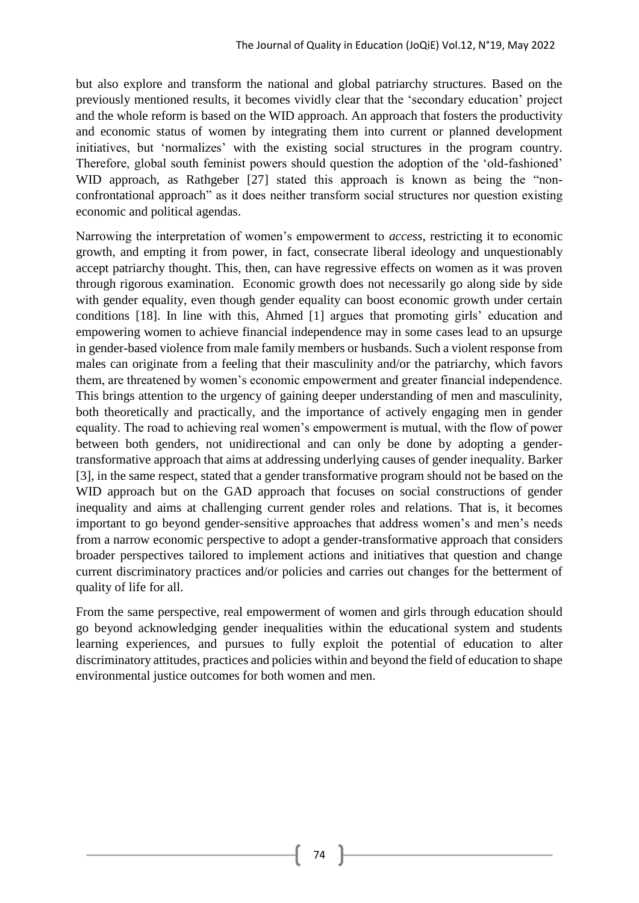but also explore and transform the national and global patriarchy structures. Based on the previously mentioned results, it becomes vividly clear that the 'secondary education' project and the whole reform is based on the WID approach. An approach that fosters the productivity and economic status of women by integrating them into current or planned development initiatives, but 'normalizes' with the existing social structures in the program country. Therefore, global south feminist powers should question the adoption of the 'old-fashioned' WID approach, as Rathgeber [27] stated this approach is known as being the "non-confrontational approach" as it does neither transform social structures nor question existing economic and political agendas.

Narrowing the interpretation of women's empowerment to *access*, restricting it to economic growth, and empting it from power, in fact, consecrate liberal ideology and unquestionably accept patriarchy thought. This, then, can have regressive effects on women as it was proven through rigorous examination. Economic growth does not necessarily go along side by side with gender equality, even though gender equality can boost economic growth under certain conditions [18]. In line with this, Ahmed [1] argues that promoting girls' education and empowering women to achieve financial independence may in some cases lead to an upsurge in gender-based violence from male family members or husbands. Such a violent response from males can originate from a feeling that their masculinity and/or the patriarchy, which favors them, are threatened by women's economic empowerment and greater financial independence. This brings attention to the urgency of gaining deeper understanding of men and masculinity, both theoretically and practically, and the importance of actively engaging men in gender equality. The road to achieving real women's empowerment is mutual, with the flow of power between both genders, not unidirectional and can only be done by adopting a gender-transformative approach that aims at addressing underlying causes of gender inequality. Barker [3], in the same respect, stated that a gender transformative program should not be based on the WID approach but on the GAD approach that focuses on social constructions of gender inequality and aims at challenging current gender roles and relations. That is, it becomes important to go beyond gender-sensitive approaches that address women's and men's needs from a narrow economic perspective to adopt a gender-transformative approach that considers broader perspectives tailored to implement actions and initiatives that question and change current discriminatory practices and/or policies and carries out changes for the betterment of quality of life for all.

From the same perspective, real empowerment of women and girls through education should go beyond acknowledging gender inequalities within the educational system and students learning experiences, and pursues to fully exploit the potential of education to alter discriminatory attitudes, practices and policies within and beyond the field of education to shape environmental justice outcomes for both women and men.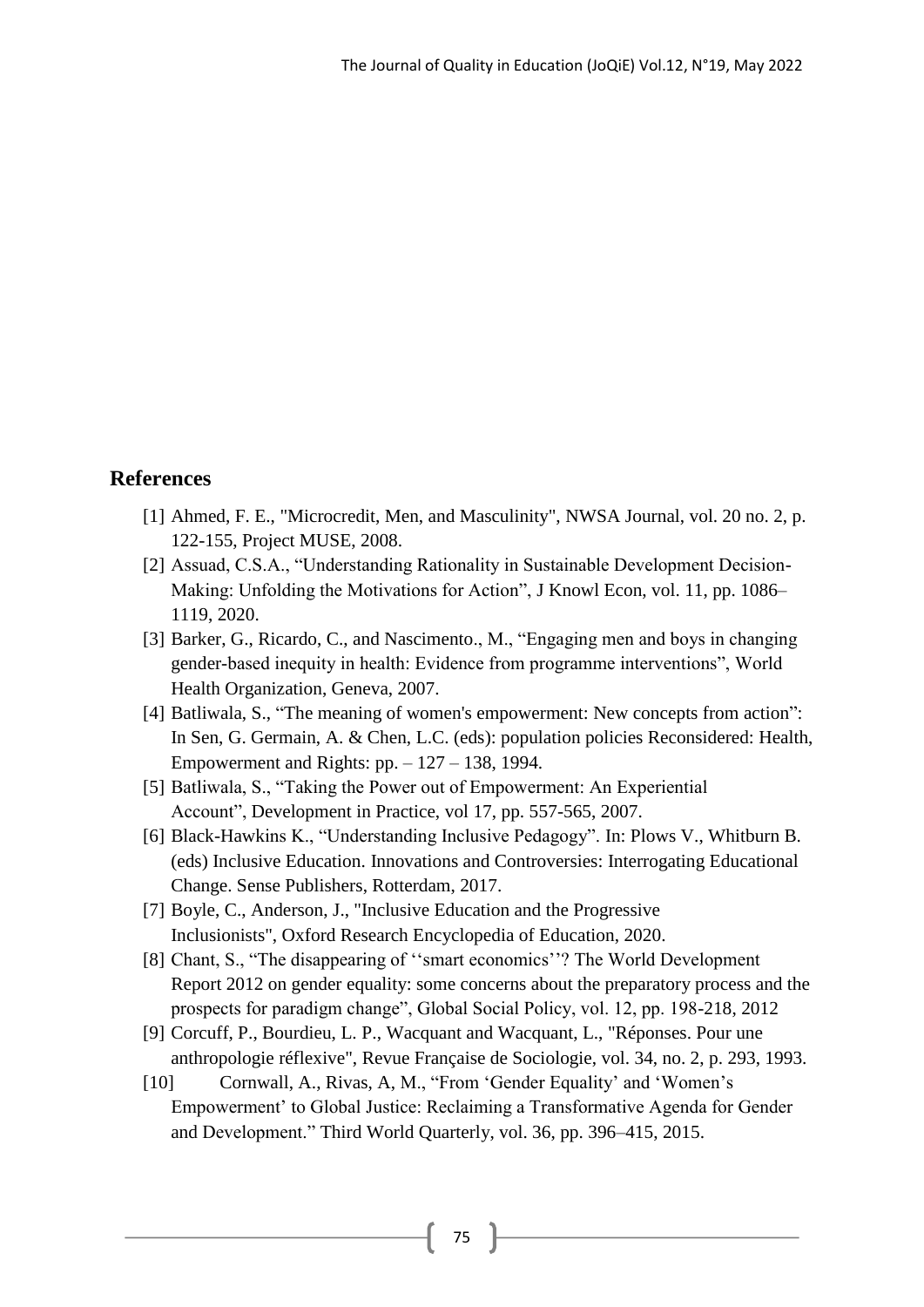## References

[1] Ahmed, F. E., "Microcredit, Men, and Masculinity", NWSA Journal, vol. 20 no. 2, p. 122-155, Project MUSE, 2008.

[2] Assuad, C.S.A., "Understanding Rationality in Sustainable Development Decision-Making: Unfolding the Motivations for Action", J Knowl Econ, vol. 11, pp. 1086–1119, 2020.

[3] Barker, G., Ricardo, C., and Nascimento., M., "Engaging men and boys in changing gender-based inequity in health: Evidence from programme interventions", World Health Organization, Geneva, 2007.

[4] Batliwala, S., "The meaning of women's empowerment: New concepts from action": In Sen, G. Germain, A. & Chen, L.C. (eds): population policies Reconsidered: Health, Empowerment and Rights: pp. – 127 – 138, 1994.

[5] Batliwala, S., "Taking the Power out of Empowerment: An Experiential Account", Development in Practice, vol 17, pp. 557-565, 2007.

[6] Black-Hawkins K., "Understanding Inclusive Pedagogy". In: Plows V., Whitburn B. (eds) Inclusive Education. Innovations and Controversies: Interrogating Educational Change. Sense Publishers, Rotterdam, 2017.

[7] Boyle, C., Anderson, J., "Inclusive Education and the Progressive Inclusionists", Oxford Research Encyclopedia of Education, 2020.

[8] Chant, S., "The disappearing of ''smart economics''? The World Development Report 2012 on gender equality: some concerns about the preparatory process and the prospects for paradigm change", Global Social Policy, vol. 12, pp. 198-218, 2012

[9] Corcuff, P., Bourdieu, L. P., Wacquant and Wacquant, L., "Réponses. Pour une anthropologie réflexive", Revue Française de Sociologie, vol. 34, no. 2, p. 293, 1993.

[10] Cornwall, A., Rivas, A, M., "From 'Gender Equality' and 'Women's Empowerment' to Global Justice: Reclaiming a Transformative Agenda for Gender and Development." Third World Quarterly, vol. 36, pp. 396–415, 2015.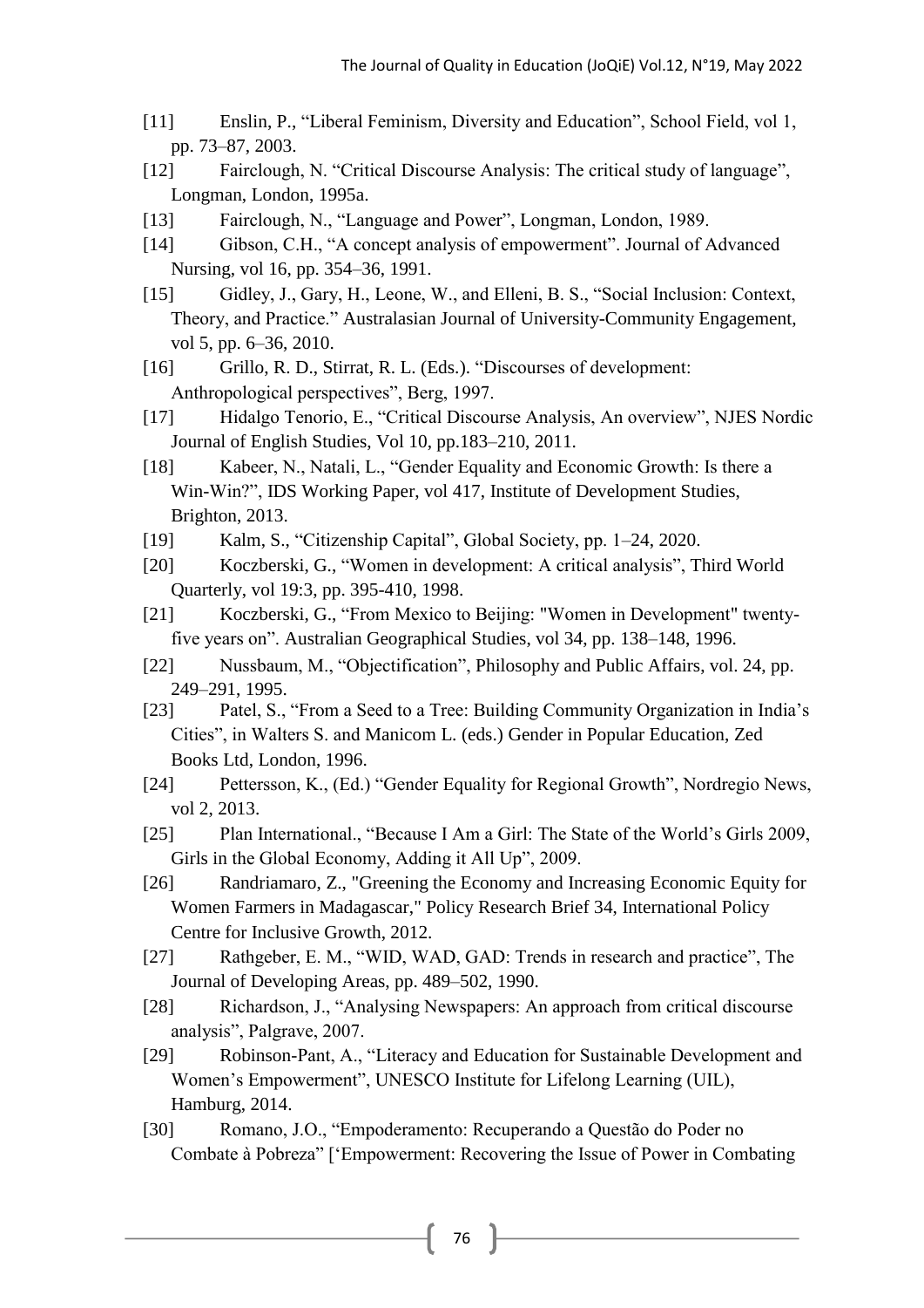[11] Enslin, P., “Liberal Feminism, Diversity and Education”, School Field, vol 1, pp. 73–87, 2003.

[12] Fairclough, N. “Critical Discourse Analysis: The critical study of language”, Longman, London, 1995a.

[13] Fairclough, N., “Language and Power”, Longman, London, 1989.

[14] Gibson, C.H., “A concept analysis of empowerment”. Journal of Advanced Nursing, vol 16, pp. 354–36, 1991.

[15] Gidley, J., Gary, H., Leone, W., and Elleni, B. S., “Social Inclusion: Context, Theory, and Practice.” Australasian Journal of University-Community Engagement, vol 5, pp. 6–36, 2010.

[16] Grillo, R. D., Stirrat, R. L. (Eds.). “Discourses of development: Anthropological perspectives”, Berg, 1997.

[17] Hidalgo Tenorio, E., “Critical Discourse Analysis, An overview”, NJES Nordic Journal of English Studies, Vol 10, pp.183–210, 2011.

[18] Kabeer, N., Natali, L., “Gender Equality and Economic Growth: Is there a Win-Win?”, IDS Working Paper, vol 417, Institute of Development Studies, Brighton, 2013.

[19] Kalm, S., “Citizenship Capital”, Global Society, pp. 1–24, 2020.

[20] Koczberski, G., “Women in development: A critical analysis”, Third World Quarterly, vol 19:3, pp. 395-410, 1998.

[21] Koczberski, G., “From Mexico to Beijing: "Women in Development" twenty-five years on”. Australian Geographical Studies, vol 34, pp. 138–148, 1996.

[22] Nussbaum, M., “Objectification”, Philosophy and Public Affairs, vol. 24, pp. 249–291, 1995.

[23] Patel, S., “From a Seed to a Tree: Building Community Organization in India’s Cities”, in Walters S. and Manicom L. (eds.) Gender in Popular Education, Zed Books Ltd, London, 1996.

[24] Pettersson, K., (Ed.) “Gender Equality for Regional Growth”, Nordregio News, vol 2, 2013.

[25] Plan International., “Because I Am a Girl: The State of the World’s Girls 2009, Girls in the Global Economy, Adding it All Up”, 2009.

[26] Randriamaro, Z., "Greening the Economy and Increasing Economic Equity for Women Farmers in Madagascar," Policy Research Brief 34, International Policy Centre for Inclusive Growth, 2012.

[27] Rathgeber, E. M., “WID, WAD, GAD: Trends in research and practice”, The Journal of Developing Areas, pp. 489–502, 1990.

[28] Richardson, J., “Analysing Newspapers: An approach from critical discourse analysis”, Palgrave, 2007.

[29] Robinson-Pant, A., “Literacy and Education for Sustainable Development and Women’s Empowerment”, UNESCO Institute for Lifelong Learning (UIL), Hamburg, 2014.

[30] Romano, J.O., “Empoderamento: Recuperando a Questão do Poder no Combate à Pobreza” [‘Empowerment: Recovering the Issue of Power in Combating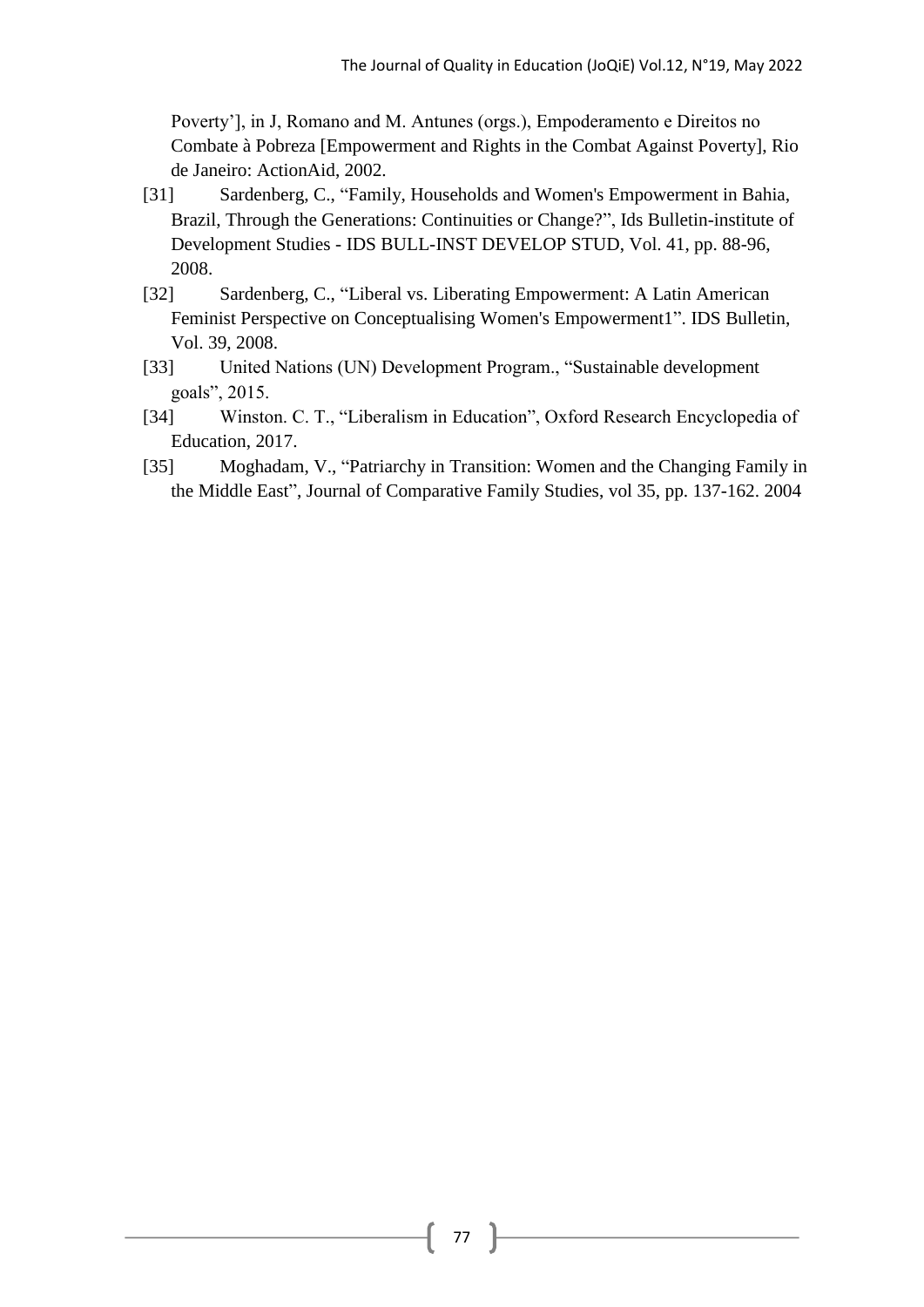Poverty'], in J, Romano and M. Antunes (orgs.), Empoderamento e Direitos no Combate à Pobreza [Empowerment and Rights in the Combat Against Poverty], Rio de Janeiro: ActionAid, 2002.

[31] Sardenberg, C., "Family, Households and Women's Empowerment in Bahia, Brazil, Through the Generations: Continuities or Change?", Ids Bulletin-institute of Development Studies - IDS BULL-INST DEVELOP STUD, Vol. 41, pp. 88-96, 2008.

[32] Sardenberg, C., "Liberal vs. Liberating Empowerment: A Latin American Feminist Perspective on Conceptualising Women's Empowerment1". IDS Bulletin, Vol. 39, 2008.

[33] United Nations (UN) Development Program., "Sustainable development goals", 2015.

[34] Winston. C. T., "Liberalism in Education", Oxford Research Encyclopedia of Education, 2017.

[35] Moghadam, V., "Patriarchy in Transition: Women and the Changing Family in the Middle East", Journal of Comparative Family Studies, vol 35, pp. 137-162. 2004